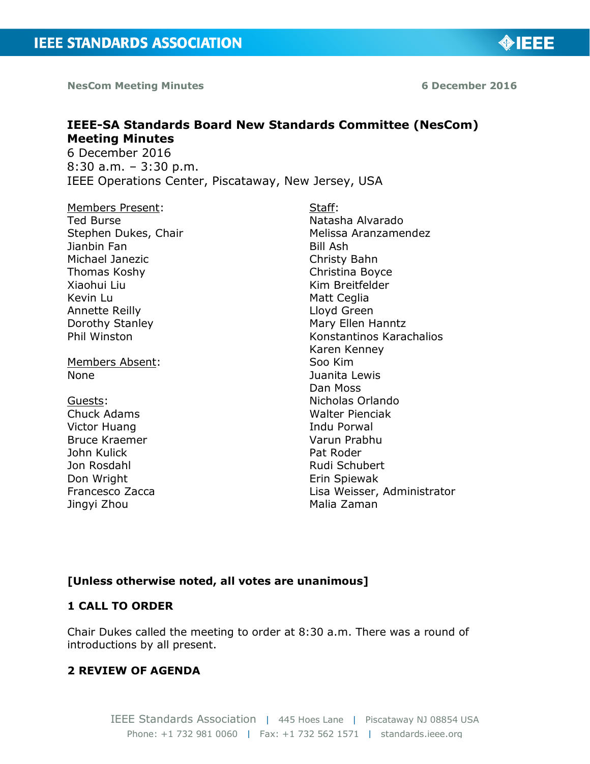# IEEE-SA Standards Board New Standards Committee (NesCom) Meeting Minutes

6 December 2016
8:30 a.m. – 3:30 p.m.
IEEE Operations Center, Piscataway, New Jersey, USA

Members Present:
Ted Burse
Stephen Dukes, Chair
Jianbin Fan
Michael Janezic
Thomas Koshy
Xiaohui Liu
Kevin Lu
Annette Reilly
Dorothy Stanley
Phil Winston

Members Absent:
None

Guests:
Chuck Adams
Victor Huang
Bruce Kraemer
John Kulick
Jon Rosdahl
Don Wright
Francesco Zacca
Jingyi Zhou

Staff:
Natasha Alvarado
Melissa Aranzamendez
Bill Ash
Christy Bahn
Christina Boyce
Kim Breitfelder
Matt Ceglia
Lloyd Green
Mary Ellen Hanntz
Konstantinos Karachalios
Karen Kenney
Soo Kim
Juanita Lewis
Dan Moss
Nicholas Orlando
Walter Pienciak
Indu Porwal
Varun Prabhu
Pat Roder
Rudi Schubert
Erin Spiewak
Lisa Weisser, Administrator
Malia Zaman

**[Unless otherwise noted, all votes are unanimous]**

## 1 CALL TO ORDER

Chair Dukes called the meeting to order at 8:30 a.m. There was a round of introductions by all present.

## 2 REVIEW OF AGENDA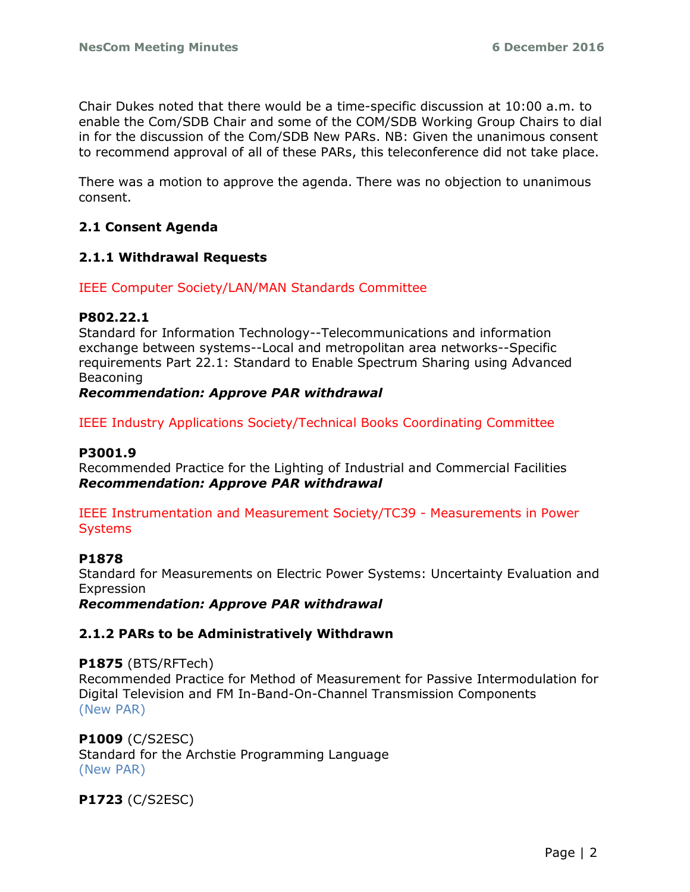Chair Dukes noted that there would be a time-specific discussion at 10:00 a.m. to enable the Com/SDB Chair and some of the COM/SDB Working Group Chairs to dial in for the discussion of the Com/SDB New PARs. NB: Given the unanimous consent to recommend approval of all of these PARs, this teleconference did not take place.

There was a motion to approve the agenda. There was no objection to unanimous consent.

### 2.1 Consent Agenda

### 2.1.1 Withdrawal Requests

IEEE Computer Society/LAN/MAN Standards Committee

**P802.22.1**
Standard for Information Technology--Telecommunications and information exchange between systems--Local and metropolitan area networks--Specific requirements Part 22.1: Standard to Enable Spectrum Sharing using Advanced Beaconing
***Recommendation: Approve PAR withdrawal***

IEEE Industry Applications Society/Technical Books Coordinating Committee

**P3001.9**
Recommended Practice for the Lighting of Industrial and Commercial Facilities
***Recommendation: Approve PAR withdrawal***

IEEE Instrumentation and Measurement Society/TC39 - Measurements in Power Systems

**P1878**
Standard for Measurements on Electric Power Systems: Uncertainty Evaluation and Expression
***Recommendation: Approve PAR withdrawal***

### 2.1.2 PARs to be Administratively Withdrawn

**P1875** (BTS/RFTech)
Recommended Practice for Method of Measurement for Passive Intermodulation for Digital Television and FM In-Band-On-Channel Transmission Components
(New PAR)

**P1009** (C/S2ESC)
Standard for the Archstie Programming Language
(New PAR)

**P1723** (C/S2ESC)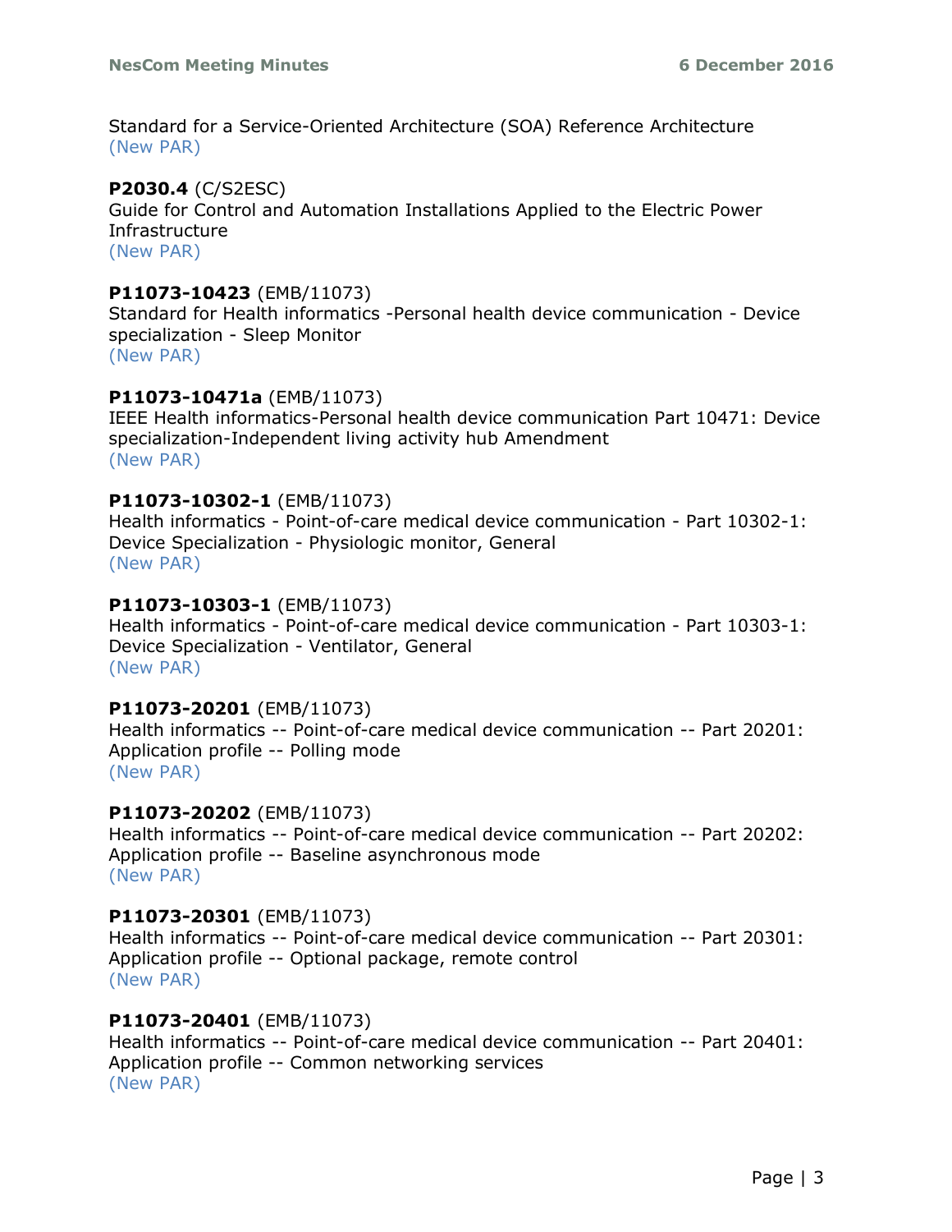Standard for a Service-Oriented Architecture (SOA) Reference Architecture
(New PAR)

**P2030.4** (C/S2ESC)
Guide for Control and Automation Installations Applied to the Electric Power Infrastructure
(New PAR)

**P11073-10423** (EMB/11073)
Standard for Health informatics -Personal health device communication - Device specialization - Sleep Monitor
(New PAR)

**P11073-10471a** (EMB/11073)
IEEE Health informatics-Personal health device communication Part 10471: Device specialization-Independent living activity hub Amendment
(New PAR)

**P11073-10302-1** (EMB/11073)
Health informatics - Point-of-care medical device communication - Part 10302-1: Device Specialization - Physiologic monitor, General
(New PAR)

**P11073-10303-1** (EMB/11073)
Health informatics - Point-of-care medical device communication - Part 10303-1: Device Specialization - Ventilator, General
(New PAR)

**P11073-20201** (EMB/11073)
Health informatics -- Point-of-care medical device communication -- Part 20201: Application profile -- Polling mode
(New PAR)

**P11073-20202** (EMB/11073)
Health informatics -- Point-of-care medical device communication -- Part 20202: Application profile -- Baseline asynchronous mode
(New PAR)

**P11073-20301** (EMB/11073)
Health informatics -- Point-of-care medical device communication -- Part 20301: Application profile -- Optional package, remote control
(New PAR)

**P11073-20401** (EMB/11073)
Health informatics -- Point-of-care medical device communication -- Part 20401: Application profile -- Common networking services
(New PAR)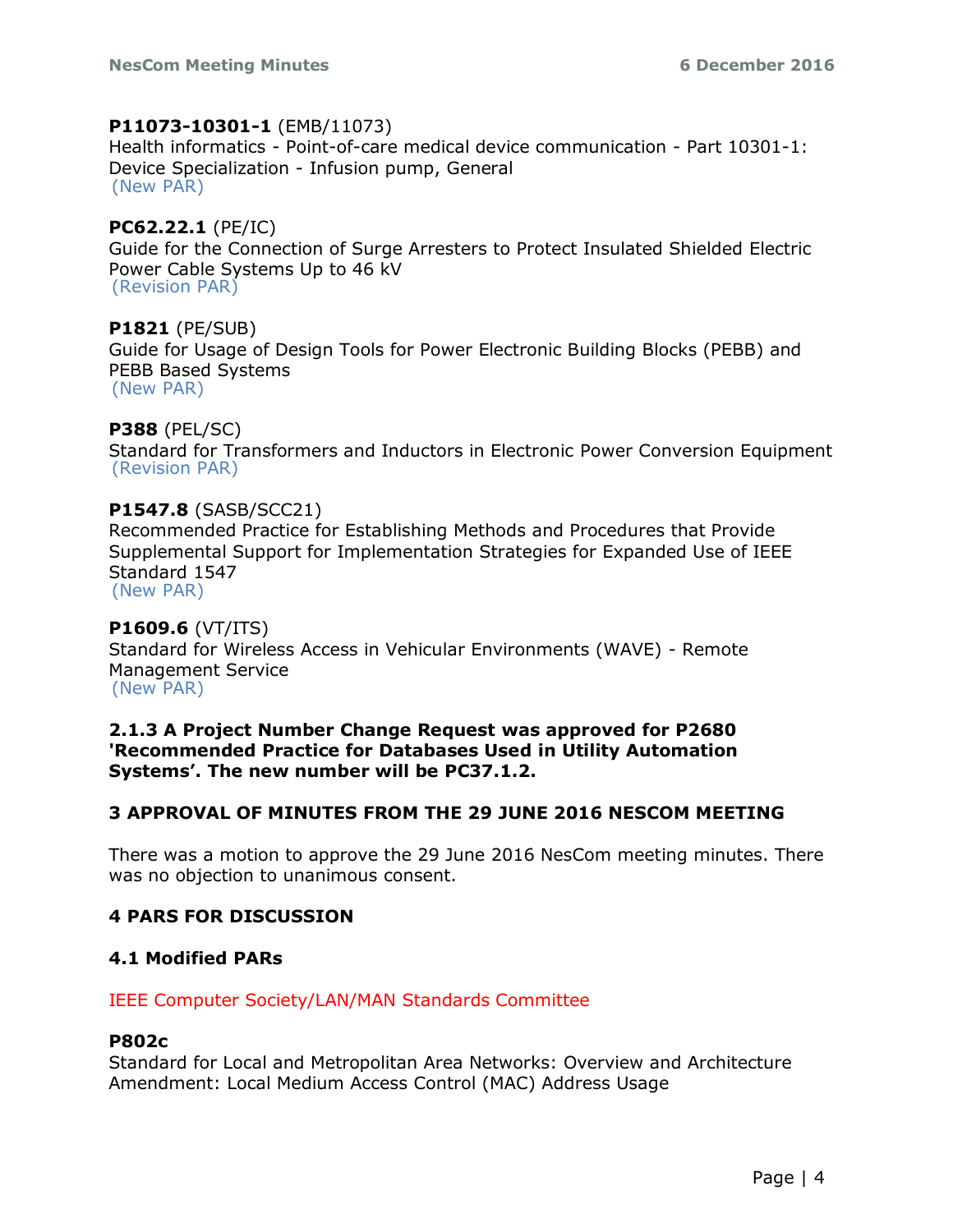**P11073-10301-1** (EMB/11073)
Health informatics - Point-of-care medical device communication - Part 10301-1: Device Specialization - Infusion pump, General
(New PAR)

**PC62.22.1** (PE/IC)
Guide for the Connection of Surge Arresters to Protect Insulated Shielded Electric Power Cable Systems Up to 46 kV
(Revision PAR)

**P1821** (PE/SUB)
Guide for Usage of Design Tools for Power Electronic Building Blocks (PEBB) and PEBB Based Systems
(New PAR)

**P388** (PEL/SC)
Standard for Transformers and Inductors in Electronic Power Conversion Equipment
(Revision PAR)

**P1547.8** (SASB/SCC21)
Recommended Practice for Establishing Methods and Procedures that Provide Supplemental Support for Implementation Strategies for Expanded Use of IEEE Standard 1547
(New PAR)

**P1609.6** (VT/ITS)
Standard for Wireless Access in Vehicular Environments (WAVE) - Remote Management Service
(New PAR)

**2.1.3 A Project Number Change Request was approved for P2680 'Recommended Practice for Databases Used in Utility Automation Systems'. The new number will be PC37.1.2.**

## 3 APPROVAL OF MINUTES FROM THE 29 JUNE 2016 NESCOM MEETING

There was a motion to approve the 29 June 2016 NesCom meeting minutes. There was no objection to unanimous consent.

## 4 PARS FOR DISCUSSION

### 4.1 Modified PARs

IEEE Computer Society/LAN/MAN Standards Committee

**P802c**
Standard for Local and Metropolitan Area Networks: Overview and Architecture Amendment: Local Medium Access Control (MAC) Address Usage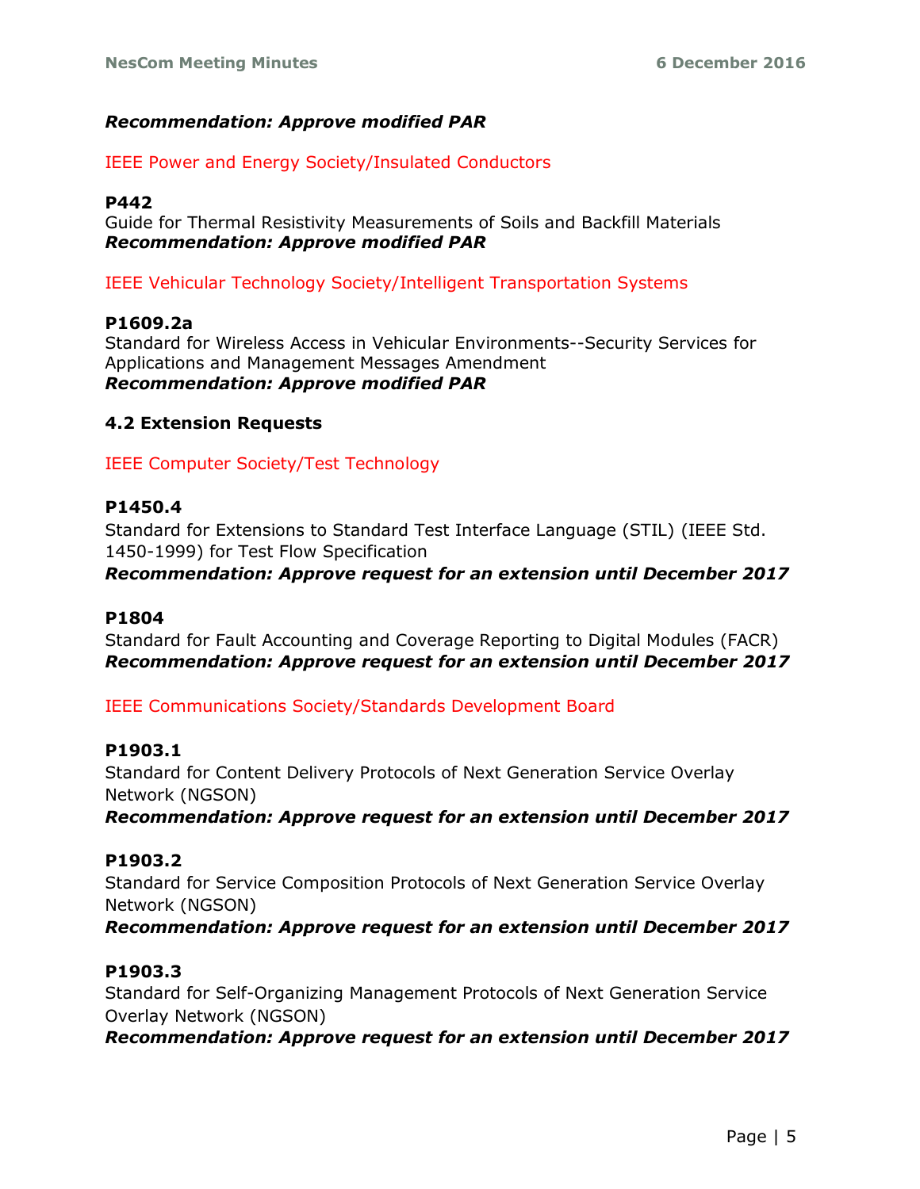***Recommendation: Approve modified PAR***

IEEE Power and Energy Society/Insulated Conductors

**P442**
Guide for Thermal Resistivity Measurements of Soils and Backfill Materials
***Recommendation: Approve modified PAR***

IEEE Vehicular Technology Society/Intelligent Transportation Systems

**P1609.2a**
Standard for Wireless Access in Vehicular Environments--Security Services for Applications and Management Messages Amendment
***Recommendation: Approve modified PAR***

### 4.2 Extension Requests

IEEE Computer Society/Test Technology

**P1450.4**
Standard for Extensions to Standard Test Interface Language (STIL) (IEEE Std. 1450-1999) for Test Flow Specification
***Recommendation: Approve request for an extension until December 2017***

**P1804**
Standard for Fault Accounting and Coverage Reporting to Digital Modules (FACR)
***Recommendation: Approve request for an extension until December 2017***

IEEE Communications Society/Standards Development Board

**P1903.1**
Standard for Content Delivery Protocols of Next Generation Service Overlay Network (NGSON)
***Recommendation: Approve request for an extension until December 2017***

**P1903.2**
Standard for Service Composition Protocols of Next Generation Service Overlay Network (NGSON)
***Recommendation: Approve request for an extension until December 2017***

**P1903.3**
Standard for Self-Organizing Management Protocols of Next Generation Service Overlay Network (NGSON)
***Recommendation: Approve request for an extension until December 2017***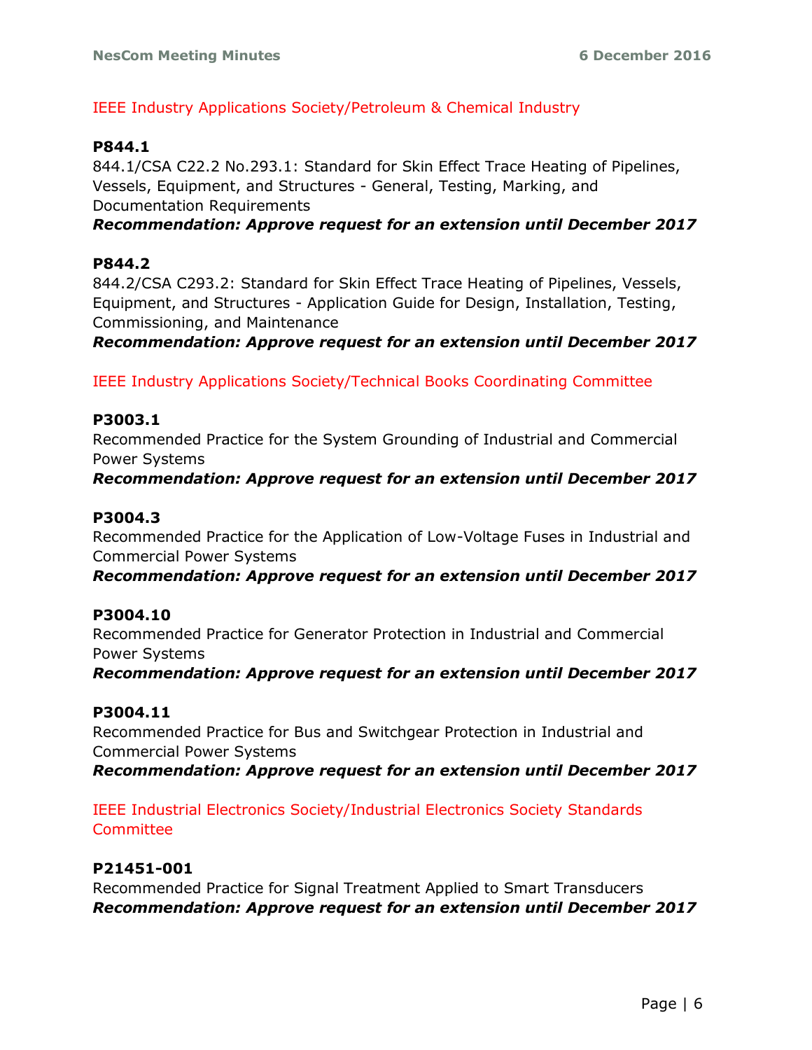IEEE Industry Applications Society/Petroleum & Chemical Industry

**P844.1**

844.1/CSA C22.2 No.293.1: Standard for Skin Effect Trace Heating of Pipelines, Vessels, Equipment, and Structures - General, Testing, Marking, and Documentation Requirements

***Recommendation: Approve request for an extension until December 2017***

**P844.2**

844.2/CSA C293.2: Standard for Skin Effect Trace Heating of Pipelines, Vessels, Equipment, and Structures - Application Guide for Design, Installation, Testing, Commissioning, and Maintenance

***Recommendation: Approve request for an extension until December 2017***

IEEE Industry Applications Society/Technical Books Coordinating Committee

**P3003.1**

Recommended Practice for the System Grounding of Industrial and Commercial Power Systems

***Recommendation: Approve request for an extension until December 2017***

**P3004.3**

Recommended Practice for the Application of Low-Voltage Fuses in Industrial and Commercial Power Systems

***Recommendation: Approve request for an extension until December 2017***

**P3004.10**

Recommended Practice for Generator Protection in Industrial and Commercial Power Systems

***Recommendation: Approve request for an extension until December 2017***

**P3004.11**

Recommended Practice for Bus and Switchgear Protection in Industrial and Commercial Power Systems

***Recommendation: Approve request for an extension until December 2017***

IEEE Industrial Electronics Society/Industrial Electronics Society Standards Committee

**P21451-001**

Recommended Practice for Signal Treatment Applied to Smart Transducers

***Recommendation: Approve request for an extension until December 2017***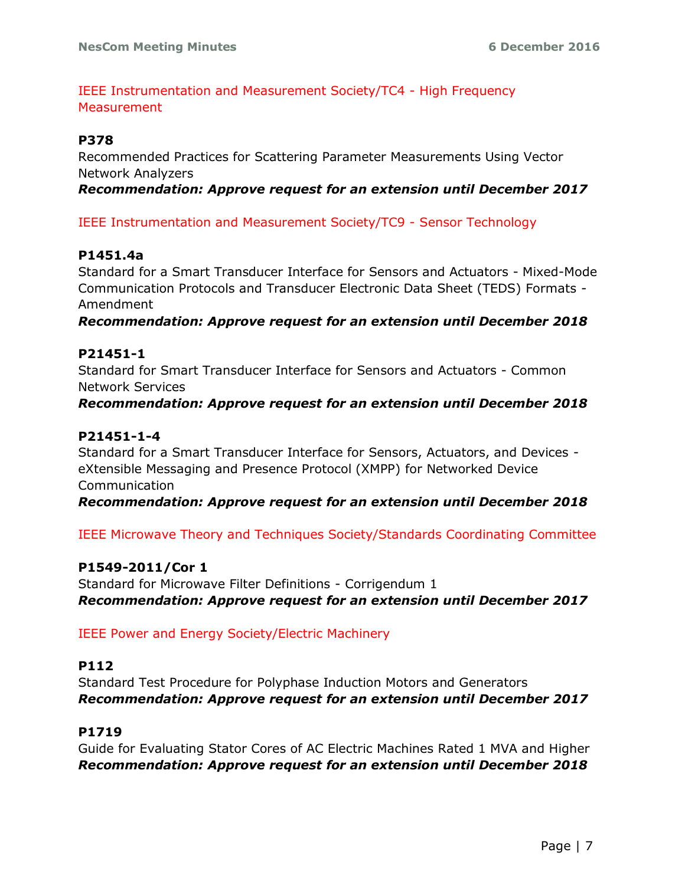IEEE Instrumentation and Measurement Society/TC4 - High Frequency Measurement

**P378**
Recommended Practices for Scattering Parameter Measurements Using Vector Network Analyzers
***Recommendation: Approve request for an extension until December 2017***

IEEE Instrumentation and Measurement Society/TC9 - Sensor Technology

**P1451.4a**
Standard for a Smart Transducer Interface for Sensors and Actuators - Mixed-Mode Communication Protocols and Transducer Electronic Data Sheet (TEDS) Formats - Amendment
***Recommendation: Approve request for an extension until December 2018***

**P21451-1**
Standard for Smart Transducer Interface for Sensors and Actuators - Common Network Services
***Recommendation: Approve request for an extension until December 2018***

**P21451-1-4**
Standard for a Smart Transducer Interface for Sensors, Actuators, and Devices - eXtensible Messaging and Presence Protocol (XMPP) for Networked Device Communication
***Recommendation: Approve request for an extension until December 2018***

IEEE Microwave Theory and Techniques Society/Standards Coordinating Committee

**P1549-2011/Cor 1**
Standard for Microwave Filter Definitions - Corrigendum 1
***Recommendation: Approve request for an extension until December 2017***

IEEE Power and Energy Society/Electric Machinery

**P112**
Standard Test Procedure for Polyphase Induction Motors and Generators
***Recommendation: Approve request for an extension until December 2017***

**P1719**
Guide for Evaluating Stator Cores of AC Electric Machines Rated 1 MVA and Higher
***Recommendation: Approve request for an extension until December 2018***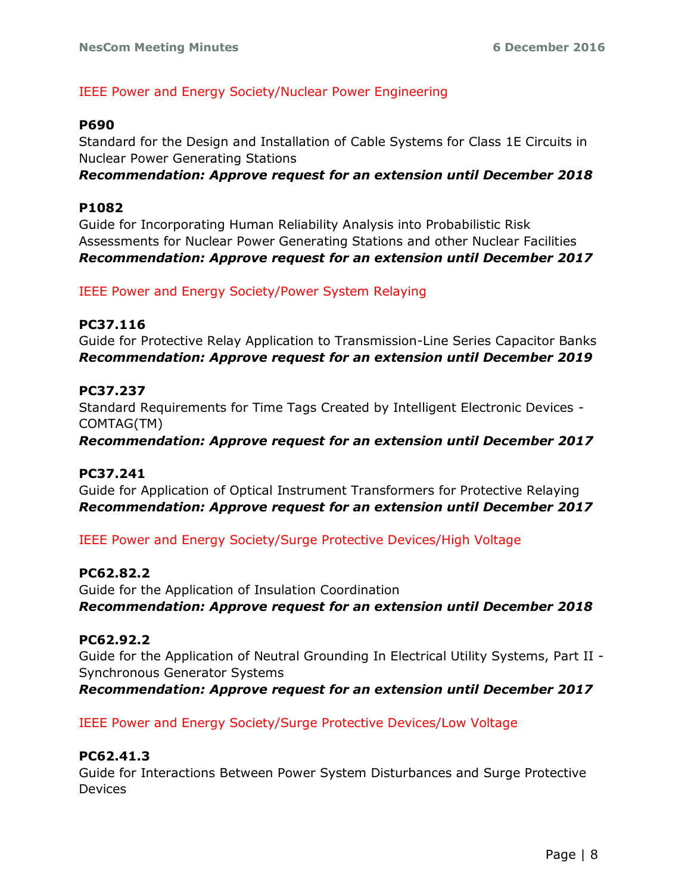IEEE Power and Energy Society/Nuclear Power Engineering

**P690**

Standard for the Design and Installation of Cable Systems for Class 1E Circuits in Nuclear Power Generating Stations

***Recommendation: Approve request for an extension until December 2018***

**P1082**

Guide for Incorporating Human Reliability Analysis into Probabilistic Risk Assessments for Nuclear Power Generating Stations and other Nuclear Facilities

***Recommendation: Approve request for an extension until December 2017***

IEEE Power and Energy Society/Power System Relaying

**PC37.116**

Guide for Protective Relay Application to Transmission-Line Series Capacitor Banks

***Recommendation: Approve request for an extension until December 2019***

**PC37.237**

Standard Requirements for Time Tags Created by Intelligent Electronic Devices - COMTAG(TM)

***Recommendation: Approve request for an extension until December 2017***

**PC37.241**

Guide for Application of Optical Instrument Transformers for Protective Relaying

***Recommendation: Approve request for an extension until December 2017***

IEEE Power and Energy Society/Surge Protective Devices/High Voltage

**PC62.82.2**

Guide for the Application of Insulation Coordination

***Recommendation: Approve request for an extension until December 2018***

**PC62.92.2**

Guide for the Application of Neutral Grounding In Electrical Utility Systems, Part II - Synchronous Generator Systems

***Recommendation: Approve request for an extension until December 2017***

IEEE Power and Energy Society/Surge Protective Devices/Low Voltage

**PC62.41.3**

Guide for Interactions Between Power System Disturbances and Surge Protective Devices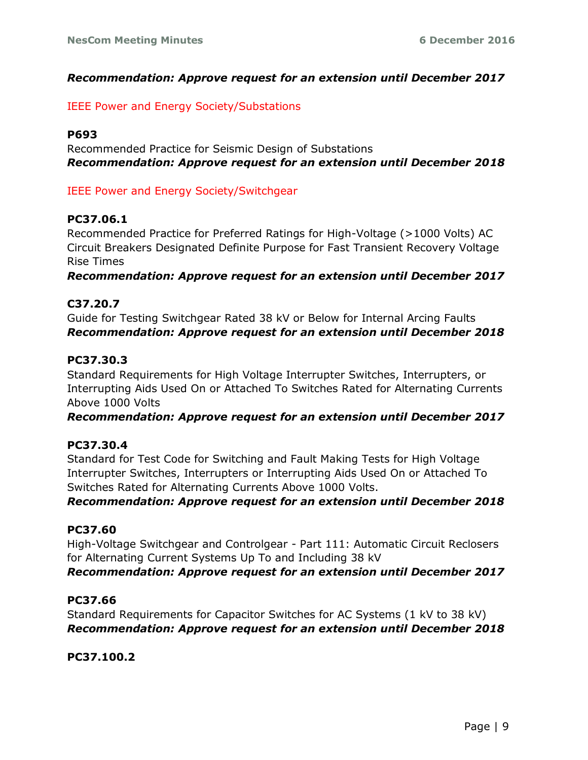***Recommendation: Approve request for an extension until December 2017***

IEEE Power and Energy Society/Substations

**P693**

Recommended Practice for Seismic Design of Substations

***Recommendation: Approve request for an extension until December 2018***

IEEE Power and Energy Society/Switchgear

**PC37.06.1**

Recommended Practice for Preferred Ratings for High-Voltage (>1000 Volts) AC Circuit Breakers Designated Definite Purpose for Fast Transient Recovery Voltage Rise Times

***Recommendation: Approve request for an extension until December 2017***

**C37.20.7**

Guide for Testing Switchgear Rated 38 kV or Below for Internal Arcing Faults

***Recommendation: Approve request for an extension until December 2018***

**PC37.30.3**

Standard Requirements for High Voltage Interrupter Switches, Interrupters, or Interrupting Aids Used On or Attached To Switches Rated for Alternating Currents Above 1000 Volts

***Recommendation: Approve request for an extension until December 2017***

**PC37.30.4**

Standard for Test Code for Switching and Fault Making Tests for High Voltage Interrupter Switches, Interrupters or Interrupting Aids Used On or Attached To Switches Rated for Alternating Currents Above 1000 Volts.

***Recommendation: Approve request for an extension until December 2018***

**PC37.60**

High-Voltage Switchgear and Controlgear - Part 111: Automatic Circuit Reclosers for Alternating Current Systems Up To and Including 38 kV

***Recommendation: Approve request for an extension until December 2017***

**PC37.66**

Standard Requirements for Capacitor Switches for AC Systems (1 kV to 38 kV)

***Recommendation: Approve request for an extension until December 2018***

**PC37.100.2**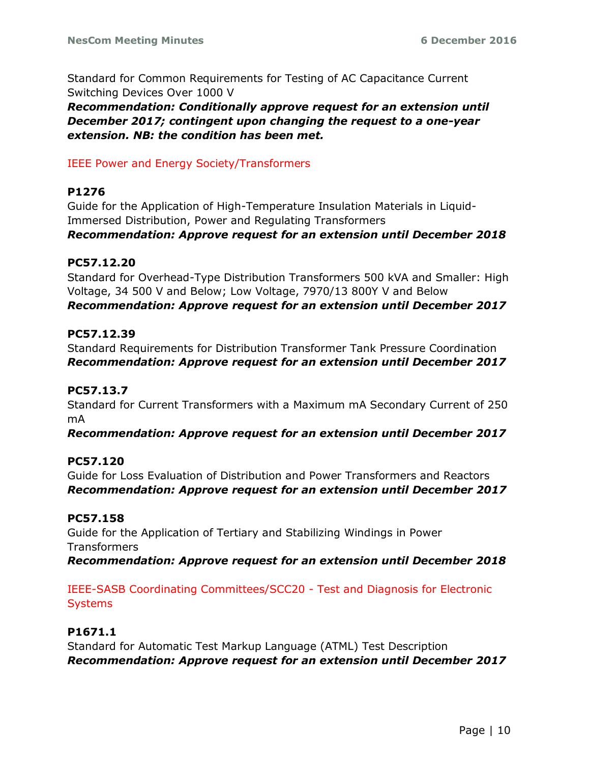Standard for Common Requirements for Testing of AC Capacitance Current Switching Devices Over 1000 V

***Recommendation: Conditionally approve request for an extension until December 2017; contingent upon changing the request to a one-year extension. NB: the condition has been met.***

IEEE Power and Energy Society/Transformers

**P1276**

Guide for the Application of High-Temperature Insulation Materials in Liquid-Immersed Distribution, Power and Regulating Transformers

***Recommendation: Approve request for an extension until December 2018***

**PC57.12.20**

Standard for Overhead-Type Distribution Transformers 500 kVA and Smaller: High Voltage, 34 500 V and Below; Low Voltage, 7970/13 800Y V and Below

***Recommendation: Approve request for an extension until December 2017***

**PC57.12.39**

Standard Requirements for Distribution Transformer Tank Pressure Coordination

***Recommendation: Approve request for an extension until December 2017***

**PC57.13.7**

Standard for Current Transformers with a Maximum mA Secondary Current of 250 mA

***Recommendation: Approve request for an extension until December 2017***

**PC57.120**

Guide for Loss Evaluation of Distribution and Power Transformers and Reactors

***Recommendation: Approve request for an extension until December 2017***

**PC57.158**

Guide for the Application of Tertiary and Stabilizing Windings in Power Transformers

***Recommendation: Approve request for an extension until December 2018***

IEEE-SASB Coordinating Committees/SCC20 - Test and Diagnosis for Electronic Systems

**P1671.1**

Standard for Automatic Test Markup Language (ATML) Test Description

***Recommendation: Approve request for an extension until December 2017***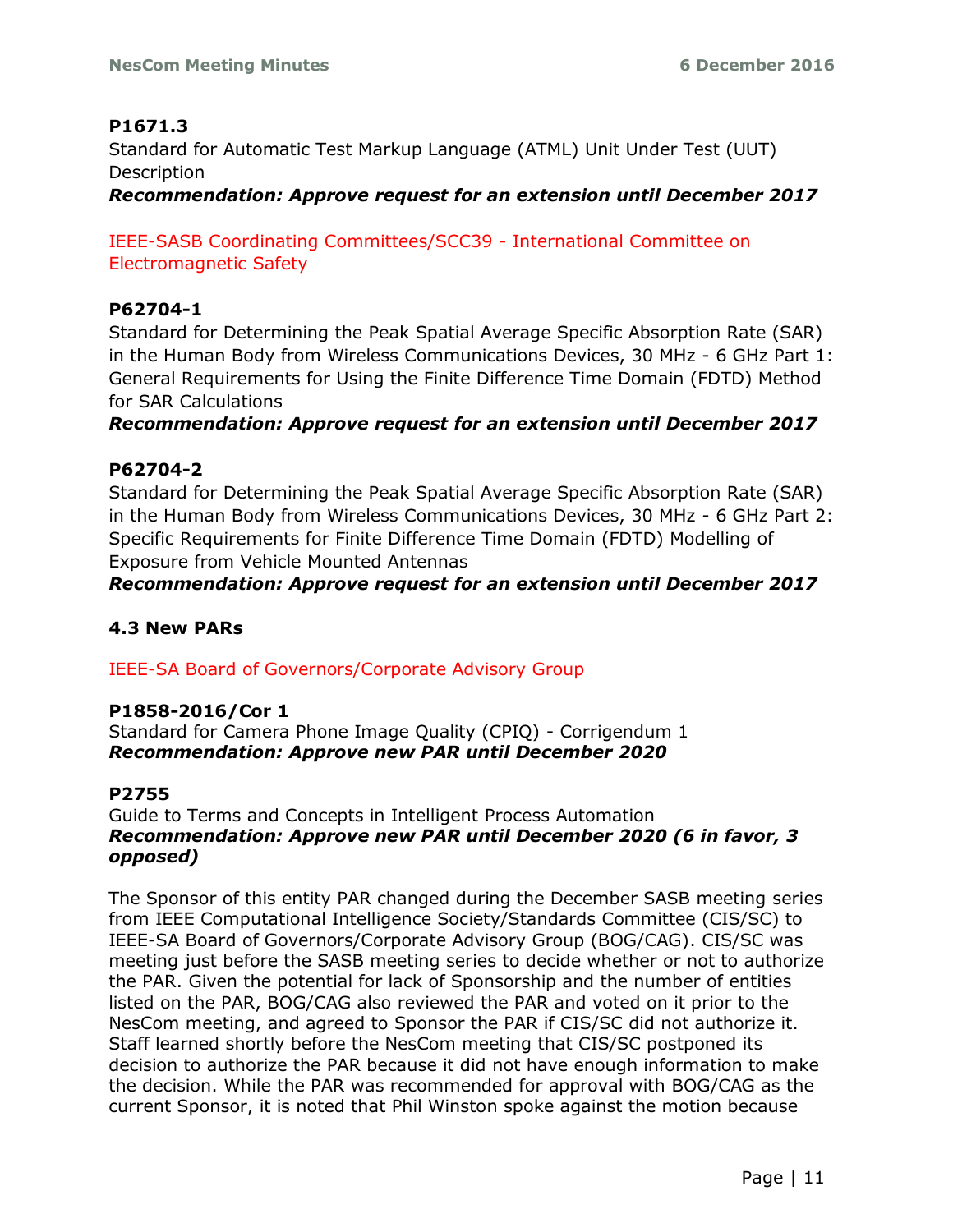**P1671.3**
Standard for Automatic Test Markup Language (ATML) Unit Under Test (UUT) Description
***Recommendation: Approve request for an extension until December 2017***

IEEE-SASB Coordinating Committees/SCC39 - International Committee on Electromagnetic Safety

**P62704-1**
Standard for Determining the Peak Spatial Average Specific Absorption Rate (SAR) in the Human Body from Wireless Communications Devices, 30 MHz - 6 GHz Part 1: General Requirements for Using the Finite Difference Time Domain (FDTD) Method for SAR Calculations
***Recommendation: Approve request for an extension until December 2017***

**P62704-2**
Standard for Determining the Peak Spatial Average Specific Absorption Rate (SAR) in the Human Body from Wireless Communications Devices, 30 MHz - 6 GHz Part 2: Specific Requirements for Finite Difference Time Domain (FDTD) Modelling of Exposure from Vehicle Mounted Antennas
***Recommendation: Approve request for an extension until December 2017***

### 4.3 New PARs

IEEE-SA Board of Governors/Corporate Advisory Group

**P1858-2016/Cor 1**
Standard for Camera Phone Image Quality (CPIQ) - Corrigendum 1
***Recommendation: Approve new PAR until December 2020***

**P2755**
Guide to Terms and Concepts in Intelligent Process Automation
***Recommendation: Approve new PAR until December 2020 (6 in favor, 3 opposed)***

The Sponsor of this entity PAR changed during the December SASB meeting series from IEEE Computational Intelligence Society/Standards Committee (CIS/SC) to IEEE-SA Board of Governors/Corporate Advisory Group (BOG/CAG). CIS/SC was meeting just before the SASB meeting series to decide whether or not to authorize the PAR. Given the potential for lack of Sponsorship and the number of entities listed on the PAR, BOG/CAG also reviewed the PAR and voted on it prior to the NesCom meeting, and agreed to Sponsor the PAR if CIS/SC did not authorize it. Staff learned shortly before the NesCom meeting that CIS/SC postponed its decision to authorize the PAR because it did not have enough information to make the decision. While the PAR was recommended for approval with BOG/CAG as the current Sponsor, it is noted that Phil Winston spoke against the motion because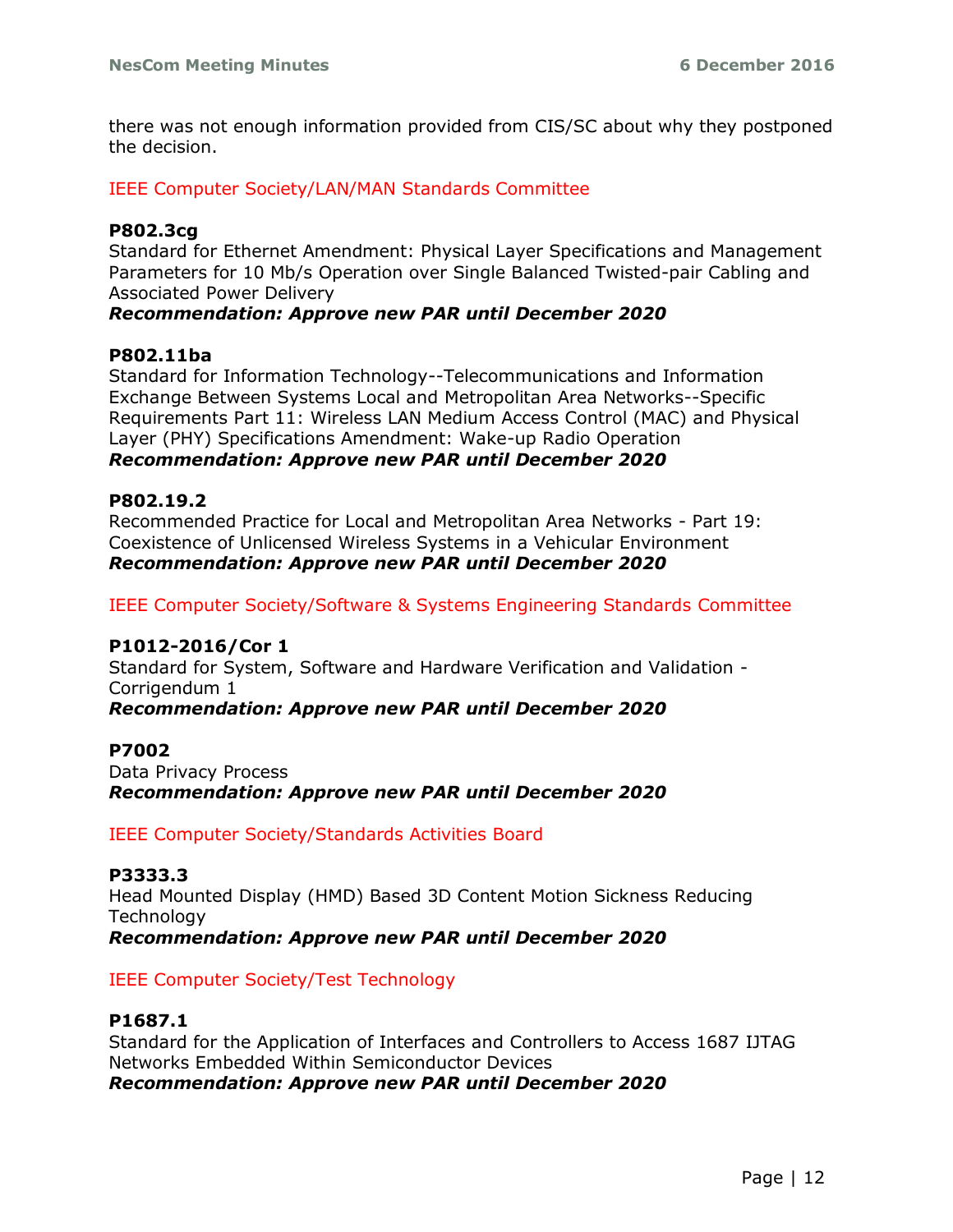there was not enough information provided from CIS/SC about why they postponed the decision.

### IEEE Computer Society/LAN/MAN Standards Committee

**P802.3cg**
Standard for Ethernet Amendment: Physical Layer Specifications and Management Parameters for 10 Mb/s Operation over Single Balanced Twisted-pair Cabling and Associated Power Delivery
***Recommendation: Approve new PAR until December 2020***

**P802.11ba**
Standard for Information Technology--Telecommunications and Information Exchange Between Systems Local and Metropolitan Area Networks--Specific Requirements Part 11: Wireless LAN Medium Access Control (MAC) and Physical Layer (PHY) Specifications Amendment: Wake-up Radio Operation
***Recommendation: Approve new PAR until December 2020***

**P802.19.2**
Recommended Practice for Local and Metropolitan Area Networks - Part 19: Coexistence of Unlicensed Wireless Systems in a Vehicular Environment
***Recommendation: Approve new PAR until December 2020***

### IEEE Computer Society/Software & Systems Engineering Standards Committee

**P1012-2016/Cor 1**
Standard for System, Software and Hardware Verification and Validation - Corrigendum 1
***Recommendation: Approve new PAR until December 2020***

**P7002**
Data Privacy Process
***Recommendation: Approve new PAR until December 2020***

### IEEE Computer Society/Standards Activities Board

**P3333.3**
Head Mounted Display (HMD) Based 3D Content Motion Sickness Reducing Technology
***Recommendation: Approve new PAR until December 2020***

### IEEE Computer Society/Test Technology

**P1687.1**
Standard for the Application of Interfaces and Controllers to Access 1687 IJTAG Networks Embedded Within Semiconductor Devices
***Recommendation: Approve new PAR until December 2020***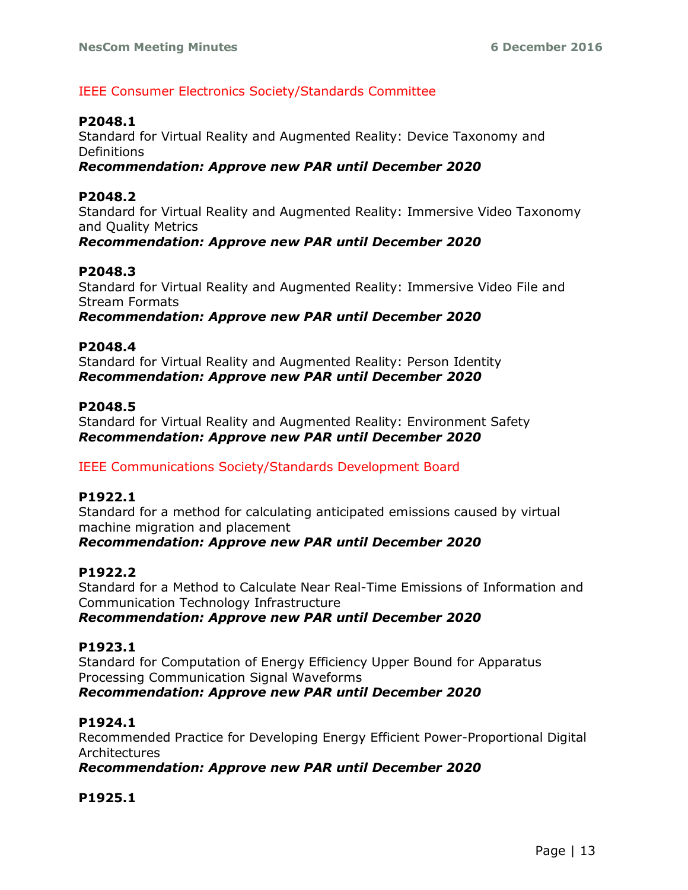IEEE Consumer Electronics Society/Standards Committee

**P2048.1**
Standard for Virtual Reality and Augmented Reality: Device Taxonomy and Definitions
***Recommendation: Approve new PAR until December 2020***

**P2048.2**
Standard for Virtual Reality and Augmented Reality: Immersive Video Taxonomy and Quality Metrics
***Recommendation: Approve new PAR until December 2020***

**P2048.3**
Standard for Virtual Reality and Augmented Reality: Immersive Video File and Stream Formats
***Recommendation: Approve new PAR until December 2020***

**P2048.4**
Standard for Virtual Reality and Augmented Reality: Person Identity
***Recommendation: Approve new PAR until December 2020***

**P2048.5**
Standard for Virtual Reality and Augmented Reality: Environment Safety
***Recommendation: Approve new PAR until December 2020***

IEEE Communications Society/Standards Development Board

**P1922.1**
Standard for a method for calculating anticipated emissions caused by virtual machine migration and placement
***Recommendation: Approve new PAR until December 2020***

**P1922.2**
Standard for a Method to Calculate Near Real-Time Emissions of Information and Communication Technology Infrastructure
***Recommendation: Approve new PAR until December 2020***

**P1923.1**
Standard for Computation of Energy Efficiency Upper Bound for Apparatus Processing Communication Signal Waveforms
***Recommendation: Approve new PAR until December 2020***

**P1924.1**
Recommended Practice for Developing Energy Efficient Power-Proportional Digital Architectures
***Recommendation: Approve new PAR until December 2020***

**P1925.1**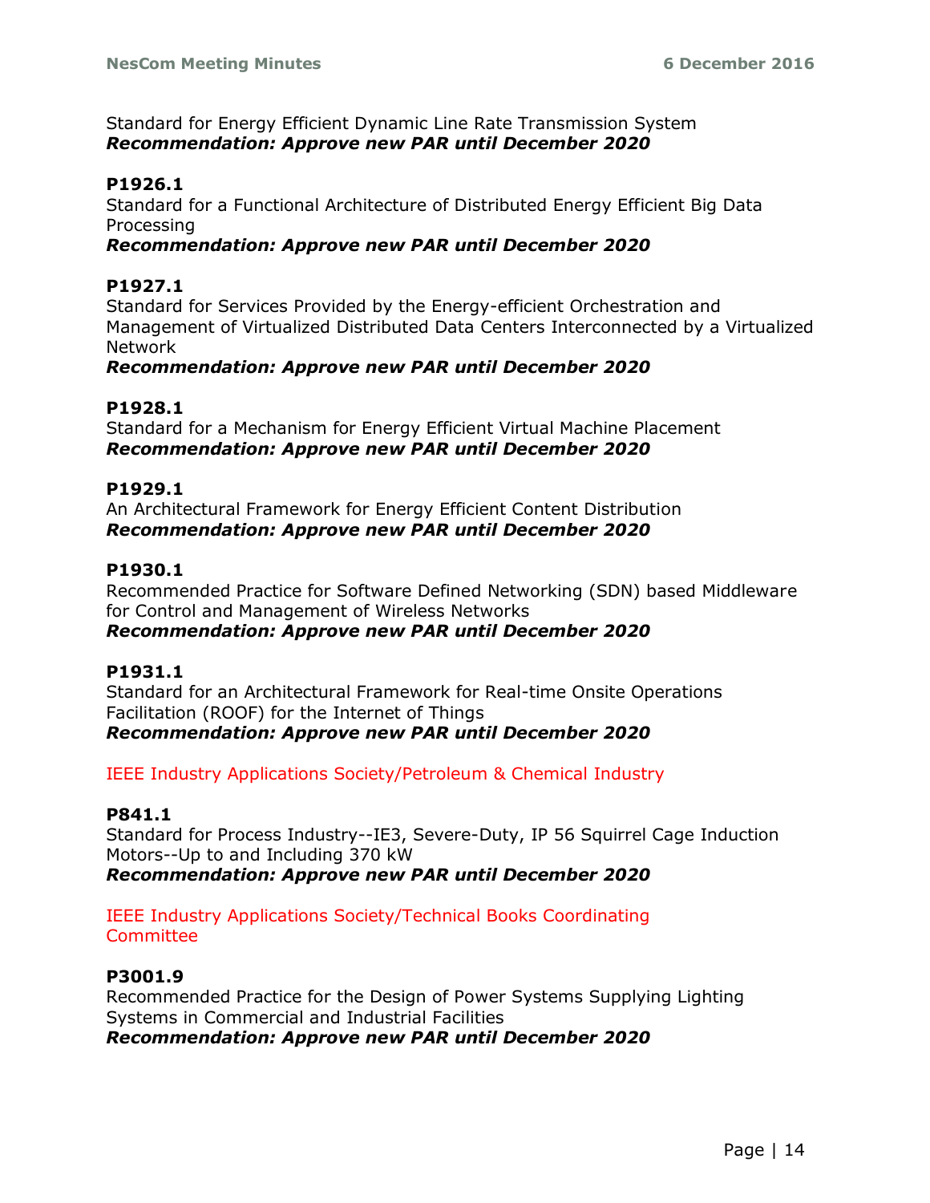Standard for Energy Efficient Dynamic Line Rate Transmission System
***Recommendation: Approve new PAR until December 2020***

**P1926.1**
Standard for a Functional Architecture of Distributed Energy Efficient Big Data Processing
***Recommendation: Approve new PAR until December 2020***

**P1927.1**
Standard for Services Provided by the Energy-efficient Orchestration and Management of Virtualized Distributed Data Centers Interconnected by a Virtualized Network
***Recommendation: Approve new PAR until December 2020***

**P1928.1**
Standard for a Mechanism for Energy Efficient Virtual Machine Placement
***Recommendation: Approve new PAR until December 2020***

**P1929.1**
An Architectural Framework for Energy Efficient Content Distribution
***Recommendation: Approve new PAR until December 2020***

**P1930.1**
Recommended Practice for Software Defined Networking (SDN) based Middleware for Control and Management of Wireless Networks
***Recommendation: Approve new PAR until December 2020***

**P1931.1**
Standard for an Architectural Framework for Real-time Onsite Operations Facilitation (ROOF) for the Internet of Things
***Recommendation: Approve new PAR until December 2020***

IEEE Industry Applications Society/Petroleum & Chemical Industry

**P841.1**
Standard for Process Industry--IE3, Severe-Duty, IP 56 Squirrel Cage Induction Motors--Up to and Including 370 kW
***Recommendation: Approve new PAR until December 2020***

IEEE Industry Applications Society/Technical Books Coordinating Committee

**P3001.9**
Recommended Practice for the Design of Power Systems Supplying Lighting Systems in Commercial and Industrial Facilities
***Recommendation: Approve new PAR until December 2020***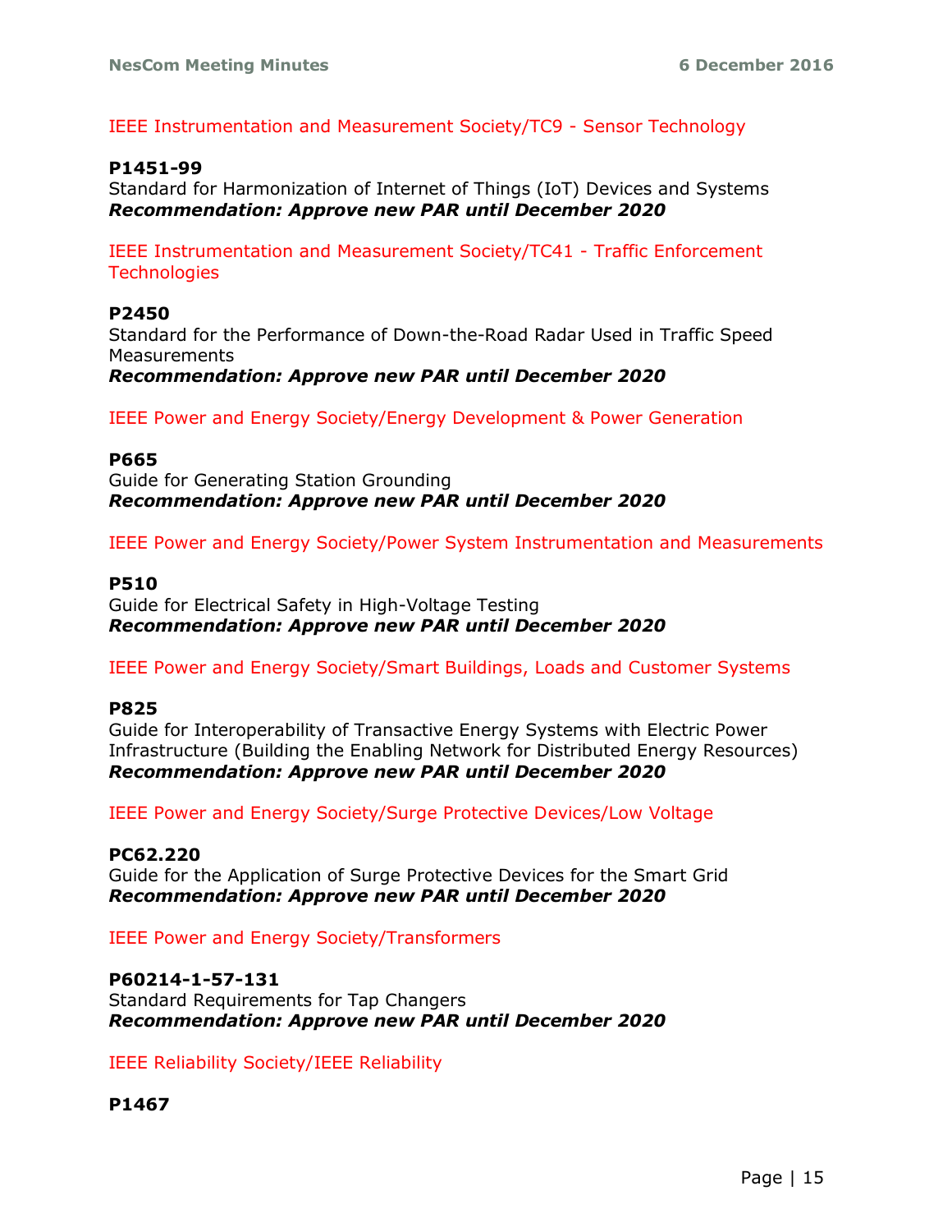IEEE Instrumentation and Measurement Society/TC9 - Sensor Technology

**P1451-99**
Standard for Harmonization of Internet of Things (IoT) Devices and Systems
***Recommendation: Approve new PAR until December 2020***

IEEE Instrumentation and Measurement Society/TC41 - Traffic Enforcement Technologies

**P2450**
Standard for the Performance of Down-the-Road Radar Used in Traffic Speed Measurements
***Recommendation: Approve new PAR until December 2020***

IEEE Power and Energy Society/Energy Development & Power Generation

**P665**
Guide for Generating Station Grounding
***Recommendation: Approve new PAR until December 2020***

IEEE Power and Energy Society/Power System Instrumentation and Measurements

**P510**
Guide for Electrical Safety in High-Voltage Testing
***Recommendation: Approve new PAR until December 2020***

IEEE Power and Energy Society/Smart Buildings, Loads and Customer Systems

**P825**
Guide for Interoperability of Transactive Energy Systems with Electric Power Infrastructure (Building the Enabling Network for Distributed Energy Resources)
***Recommendation: Approve new PAR until December 2020***

IEEE Power and Energy Society/Surge Protective Devices/Low Voltage

**PC62.220**
Guide for the Application of Surge Protective Devices for the Smart Grid
***Recommendation: Approve new PAR until December 2020***

IEEE Power and Energy Society/Transformers

**P60214-1-57-131**
Standard Requirements for Tap Changers
***Recommendation: Approve new PAR until December 2020***

IEEE Reliability Society/IEEE Reliability

**P1467**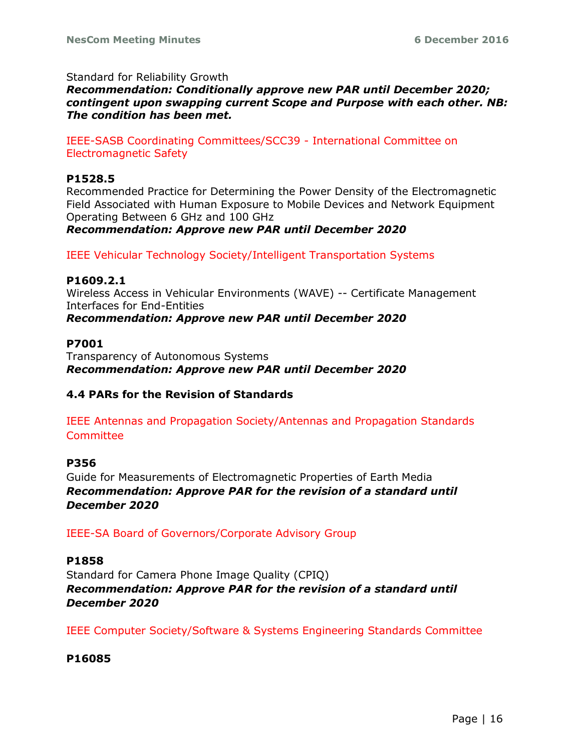Standard for Reliability Growth

***Recommendation: Conditionally approve new PAR until December 2020; contingent upon swapping current Scope and Purpose with each other. NB: The condition has been met.***

IEEE-SASB Coordinating Committees/SCC39 - International Committee on Electromagnetic Safety

**P1528.5**

Recommended Practice for Determining the Power Density of the Electromagnetic Field Associated with Human Exposure to Mobile Devices and Network Equipment Operating Between 6 GHz and 100 GHz

***Recommendation: Approve new PAR until December 2020***

IEEE Vehicular Technology Society/Intelligent Transportation Systems

**P1609.2.1**

Wireless Access in Vehicular Environments (WAVE) -- Certificate Management Interfaces for End-Entities

***Recommendation: Approve new PAR until December 2020***

**P7001**

Transparency of Autonomous Systems

***Recommendation: Approve new PAR until December 2020***

### 4.4 PARs for the Revision of Standards

IEEE Antennas and Propagation Society/Antennas and Propagation Standards Committee

**P356**

Guide for Measurements of Electromagnetic Properties of Earth Media

***Recommendation: Approve PAR for the revision of a standard until December 2020***

IEEE-SA Board of Governors/Corporate Advisory Group

**P1858**

Standard for Camera Phone Image Quality (CPIQ)

***Recommendation: Approve PAR for the revision of a standard until December 2020***

IEEE Computer Society/Software & Systems Engineering Standards Committee

**P16085**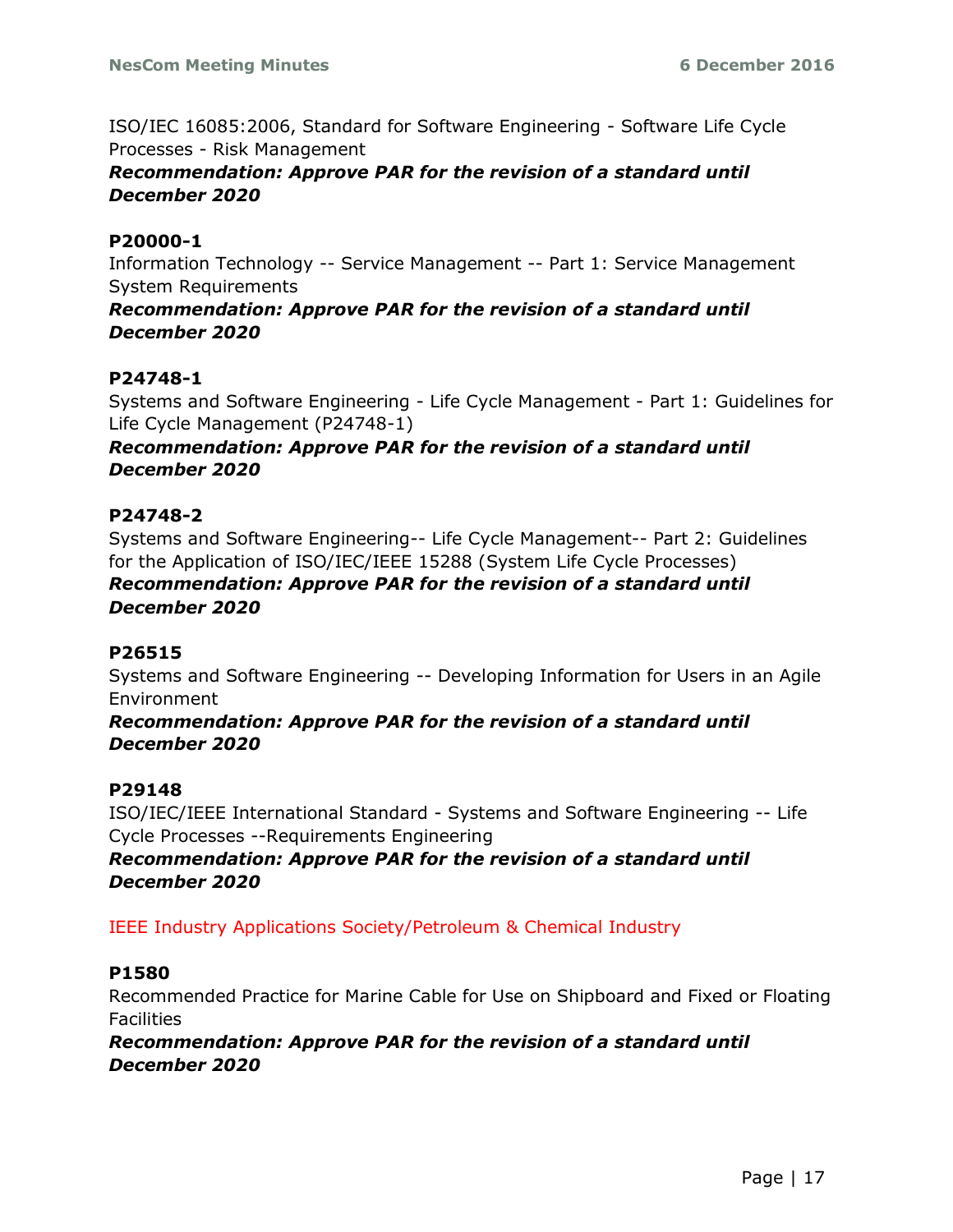ISO/IEC 16085:2006, Standard for Software Engineering - Software Life Cycle Processes - Risk Management

***Recommendation: Approve PAR for the revision of a standard until December 2020***

**P20000-1**

Information Technology -- Service Management -- Part 1: Service Management System Requirements

***Recommendation: Approve PAR for the revision of a standard until December 2020***

**P24748-1**

Systems and Software Engineering - Life Cycle Management - Part 1: Guidelines for Life Cycle Management (P24748-1)

***Recommendation: Approve PAR for the revision of a standard until December 2020***

**P24748-2**

Systems and Software Engineering-- Life Cycle Management-- Part 2: Guidelines for the Application of ISO/IEC/IEEE 15288 (System Life Cycle Processes)

***Recommendation: Approve PAR for the revision of a standard until December 2020***

**P26515**

Systems and Software Engineering -- Developing Information for Users in an Agile Environment

***Recommendation: Approve PAR for the revision of a standard until December 2020***

**P29148**

ISO/IEC/IEEE International Standard - Systems and Software Engineering -- Life Cycle Processes --Requirements Engineering

***Recommendation: Approve PAR for the revision of a standard until December 2020***

IEEE Industry Applications Society/Petroleum & Chemical Industry

**P1580**

Recommended Practice for Marine Cable for Use on Shipboard and Fixed or Floating Facilities

***Recommendation: Approve PAR for the revision of a standard until December 2020***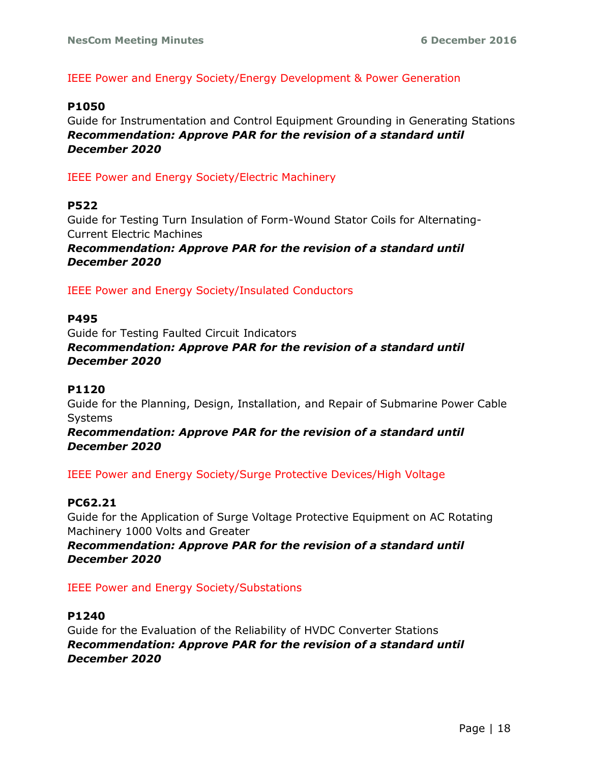IEEE Power and Energy Society/Energy Development & Power Generation

**P1050**
Guide for Instrumentation and Control Equipment Grounding in Generating Stations
***Recommendation: Approve PAR for the revision of a standard until December 2020***

IEEE Power and Energy Society/Electric Machinery

**P522**
Guide for Testing Turn Insulation of Form-Wound Stator Coils for Alternating-Current Electric Machines
***Recommendation: Approve PAR for the revision of a standard until December 2020***

IEEE Power and Energy Society/Insulated Conductors

**P495**
Guide for Testing Faulted Circuit Indicators
***Recommendation: Approve PAR for the revision of a standard until December 2020***

**P1120**
Guide for the Planning, Design, Installation, and Repair of Submarine Power Cable Systems
***Recommendation: Approve PAR for the revision of a standard until December 2020***

IEEE Power and Energy Society/Surge Protective Devices/High Voltage

**PC62.21**
Guide for the Application of Surge Voltage Protective Equipment on AC Rotating Machinery 1000 Volts and Greater
***Recommendation: Approve PAR for the revision of a standard until December 2020***

IEEE Power and Energy Society/Substations

**P1240**
Guide for the Evaluation of the Reliability of HVDC Converter Stations
***Recommendation: Approve PAR for the revision of a standard until December 2020***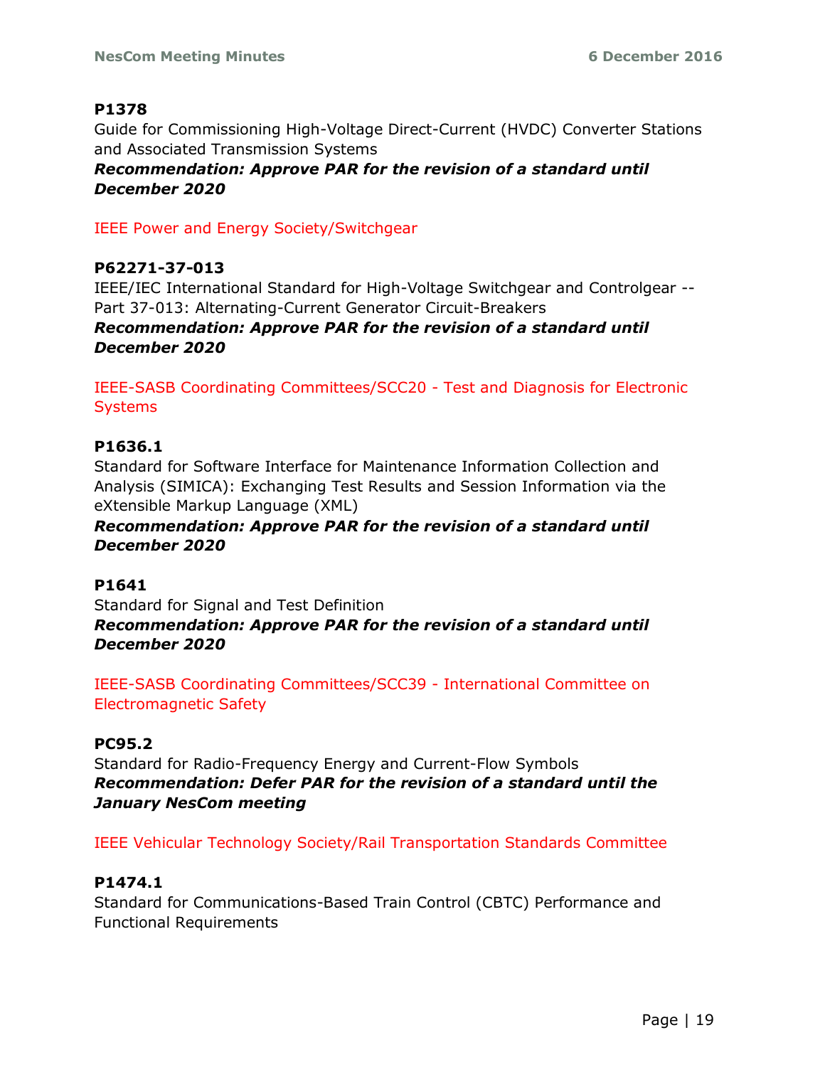**P1378**

Guide for Commissioning High-Voltage Direct-Current (HVDC) Converter Stations and Associated Transmission Systems

***Recommendation: Approve PAR for the revision of a standard until December 2020***

IEEE Power and Energy Society/Switchgear

**P62271-37-013**

IEEE/IEC International Standard for High-Voltage Switchgear and Controlgear -- Part 37-013: Alternating-Current Generator Circuit-Breakers

***Recommendation: Approve PAR for the revision of a standard until December 2020***

IEEE-SASB Coordinating Committees/SCC20 - Test and Diagnosis for Electronic Systems

**P1636.1**

Standard for Software Interface for Maintenance Information Collection and Analysis (SIMICA): Exchanging Test Results and Session Information via the eXtensible Markup Language (XML)

***Recommendation: Approve PAR for the revision of a standard until December 2020***

**P1641**

Standard for Signal and Test Definition

***Recommendation: Approve PAR for the revision of a standard until December 2020***

IEEE-SASB Coordinating Committees/SCC39 - International Committee on Electromagnetic Safety

**PC95.2**

Standard for Radio-Frequency Energy and Current-Flow Symbols

***Recommendation: Defer PAR for the revision of a standard until the January NesCom meeting***

IEEE Vehicular Technology Society/Rail Transportation Standards Committee

**P1474.1**

Standard for Communications-Based Train Control (CBTC) Performance and Functional Requirements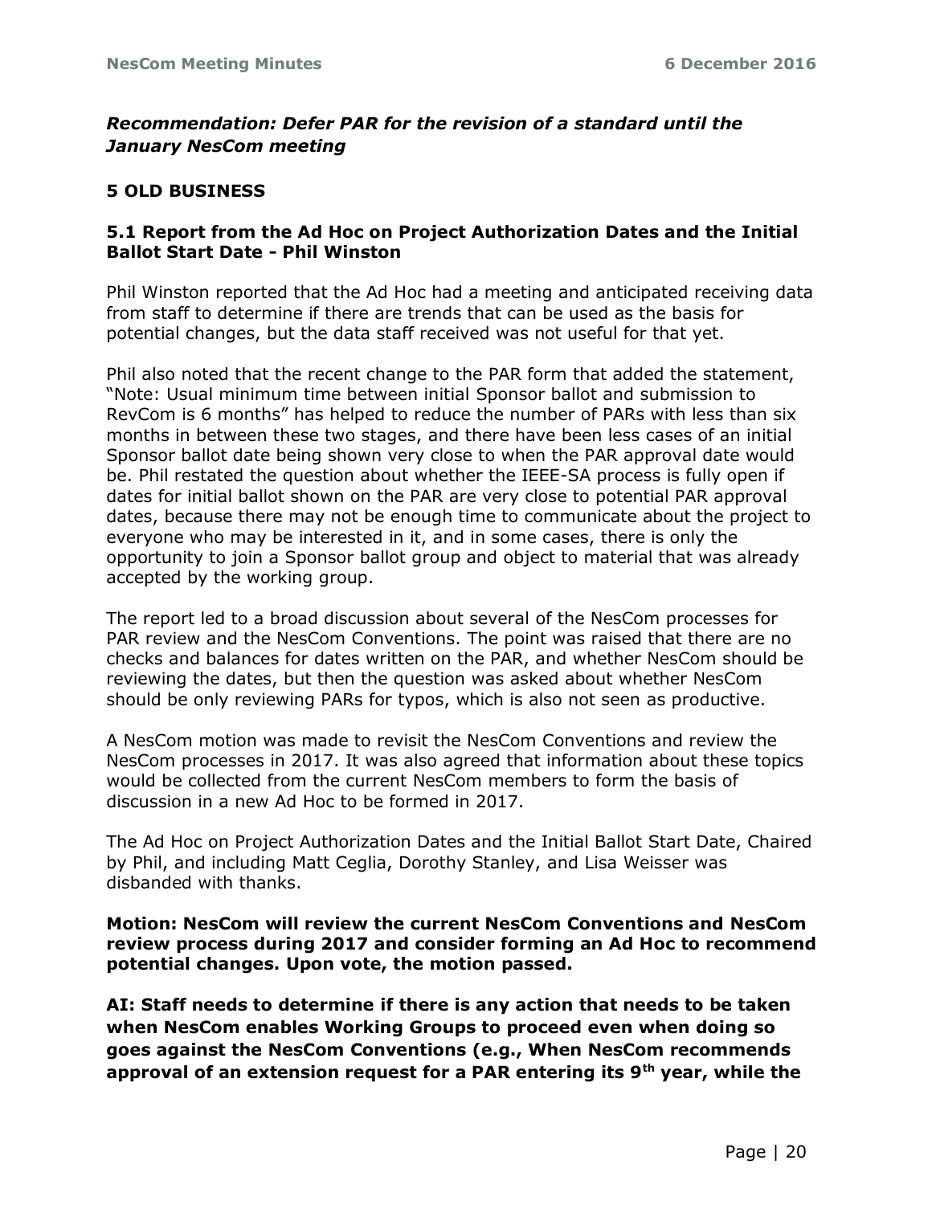***Recommendation: Defer PAR for the revision of a standard until the January NesCom meeting***

## 5 OLD BUSINESS

### 5.1 Report from the Ad Hoc on Project Authorization Dates and the Initial Ballot Start Date - Phil Winston

Phil Winston reported that the Ad Hoc had a meeting and anticipated receiving data from staff to determine if there are trends that can be used as the basis for potential changes, but the data staff received was not useful for that yet.

Phil also noted that the recent change to the PAR form that added the statement, "Note: Usual minimum time between initial Sponsor ballot and submission to RevCom is 6 months" has helped to reduce the number of PARs with less than six months in between these two stages, and there have been less cases of an initial Sponsor ballot date being shown very close to when the PAR approval date would be. Phil restated the question about whether the IEEE-SA process is fully open if dates for initial ballot shown on the PAR are very close to potential PAR approval dates, because there may not be enough time to communicate about the project to everyone who may be interested in it, and in some cases, there is only the opportunity to join a Sponsor ballot group and object to material that was already accepted by the working group.

The report led to a broad discussion about several of the NesCom processes for PAR review and the NesCom Conventions. The point was raised that there are no checks and balances for dates written on the PAR, and whether NesCom should be reviewing the dates, but then the question was asked about whether NesCom should be only reviewing PARs for typos, which is also not seen as productive.

A NesCom motion was made to revisit the NesCom Conventions and review the NesCom processes in 2017. It was also agreed that information about these topics would be collected from the current NesCom members to form the basis of discussion in a new Ad Hoc to be formed in 2017.

The Ad Hoc on Project Authorization Dates and the Initial Ballot Start Date, Chaired by Phil, and including Matt Ceglia, Dorothy Stanley, and Lisa Weisser was disbanded with thanks.

**Motion: NesCom will review the current NesCom Conventions and NesCom review process during 2017 and consider forming an Ad Hoc to recommend potential changes. Upon vote, the motion passed.**

**AI: Staff needs to determine if there is any action that needs to be taken when NesCom enables Working Groups to proceed even when doing so goes against the NesCom Conventions (e.g., When NesCom recommends approval of an extension request for a PAR entering its 9th year, while the**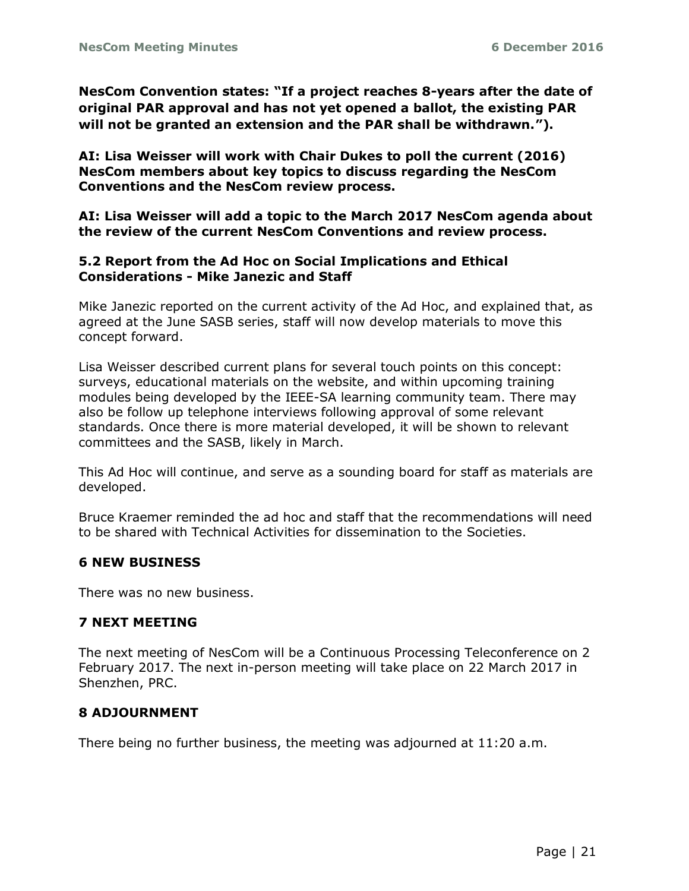**NesCom Convention states: "If a project reaches 8-years after the date of original PAR approval and has not yet opened a ballot, the existing PAR will not be granted an extension and the PAR shall be withdrawn.").**

**AI: Lisa Weisser will work with Chair Dukes to poll the current (2016) NesCom members about key topics to discuss regarding the NesCom Conventions and the NesCom review process.**

**AI: Lisa Weisser will add a topic to the March 2017 NesCom agenda about the review of the current NesCom Conventions and review process.**

### 5.2 Report from the Ad Hoc on Social Implications and Ethical Considerations - Mike Janezic and Staff

Mike Janezic reported on the current activity of the Ad Hoc, and explained that, as agreed at the June SASB series, staff will now develop materials to move this concept forward.

Lisa Weisser described current plans for several touch points on this concept: surveys, educational materials on the website, and within upcoming training modules being developed by the IEEE-SA learning community team. There may also be follow up telephone interviews following approval of some relevant standards. Once there is more material developed, it will be shown to relevant committees and the SASB, likely in March.

This Ad Hoc will continue, and serve as a sounding board for staff as materials are developed.

Bruce Kraemer reminded the ad hoc and staff that the recommendations will need to be shared with Technical Activities for dissemination to the Societies.

## 6 NEW BUSINESS

There was no new business.

## 7 NEXT MEETING

The next meeting of NesCom will be a Continuous Processing Teleconference on 2 February 2017. The next in-person meeting will take place on 22 March 2017 in Shenzhen, PRC.

## 8 ADJOURNMENT

There being no further business, the meeting was adjourned at 11:20 a.m.